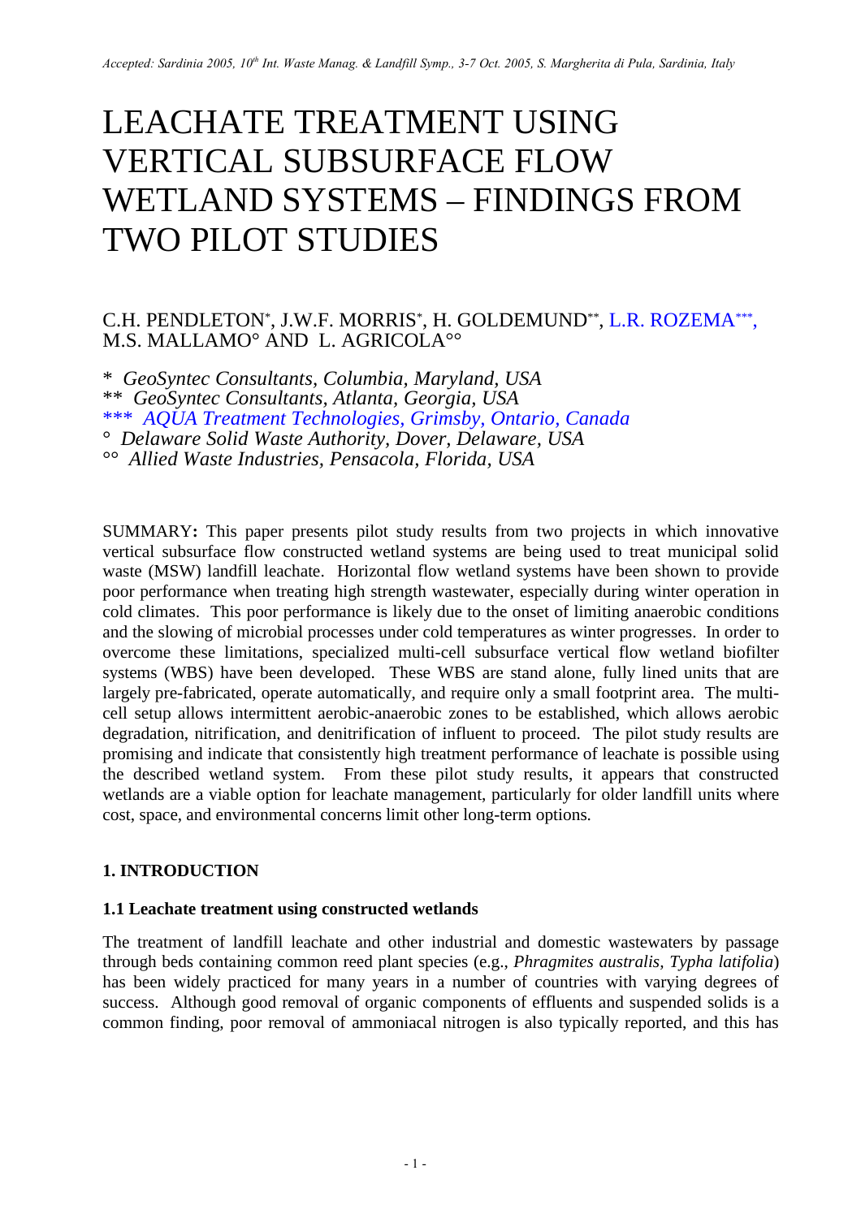*Accepted: Sardinia 2005, 10th Int. Waste Manag. & Landfill Symp., 3-7 Oct. 2005, S. Margherita di Pula, Sardinia, Italy*

# LEACHATE TREATMENT USING VERTICAL SUBSURFACE FLOW WETLAND SYSTEMS – FINDINGS FROM TWO PILOT STUDIES

C.H. PENDLETON*, J.W.F. MORRIS*, H. GOLDEMUND**, L.R. ROZEMA***, M.S. MALLAMO° AND L. AGRICOLA°°

\* *GeoSyntec Consultants, Columbia, Maryland, USA*
\*\* *GeoSyntec Consultants, Atlanta, Georgia, USA*
\*\*\* *AQUA Treatment Technologies, Grimsby, Ontario, Canada*
° *Delaware Solid Waste Authority, Dover, Delaware, USA*
°° *Allied Waste Industries, Pensacola, Florida, USA*

SUMMARY**:** This paper presents pilot study results from two projects in which innovative vertical subsurface flow constructed wetland systems are being used to treat municipal solid waste (MSW) landfill leachate. Horizontal flow wetland systems have been shown to provide poor performance when treating high strength wastewater, especially during winter operation in cold climates. This poor performance is likely due to the onset of limiting anaerobic conditions and the slowing of microbial processes under cold temperatures as winter progresses. In order to overcome these limitations, specialized multi-cell subsurface vertical flow wetland biofilter systems (WBS) have been developed. These WBS are stand alone, fully lined units that are largely pre-fabricated, operate automatically, and require only a small footprint area. The multi-cell setup allows intermittent aerobic-anaerobic zones to be established, which allows aerobic degradation, nitrification, and denitrification of influent to proceed. The pilot study results are promising and indicate that consistently high treatment performance of leachate is possible using the described wetland system. From these pilot study results, it appears that constructed wetlands are a viable option for leachate management, particularly for older landfill units where cost, space, and environmental concerns limit other long-term options.

## 1. INTRODUCTION

### 1.1 Leachate treatment using constructed wetlands

The treatment of landfill leachate and other industrial and domestic wastewaters by passage through beds containing common reed plant species (e.g., *Phragmites australis, Typha latifolia*) has been widely practiced for many years in a number of countries with varying degrees of success. Although good removal of organic components of effluents and suspended solids is a common finding, poor removal of ammoniacal nitrogen is also typically reported, and this has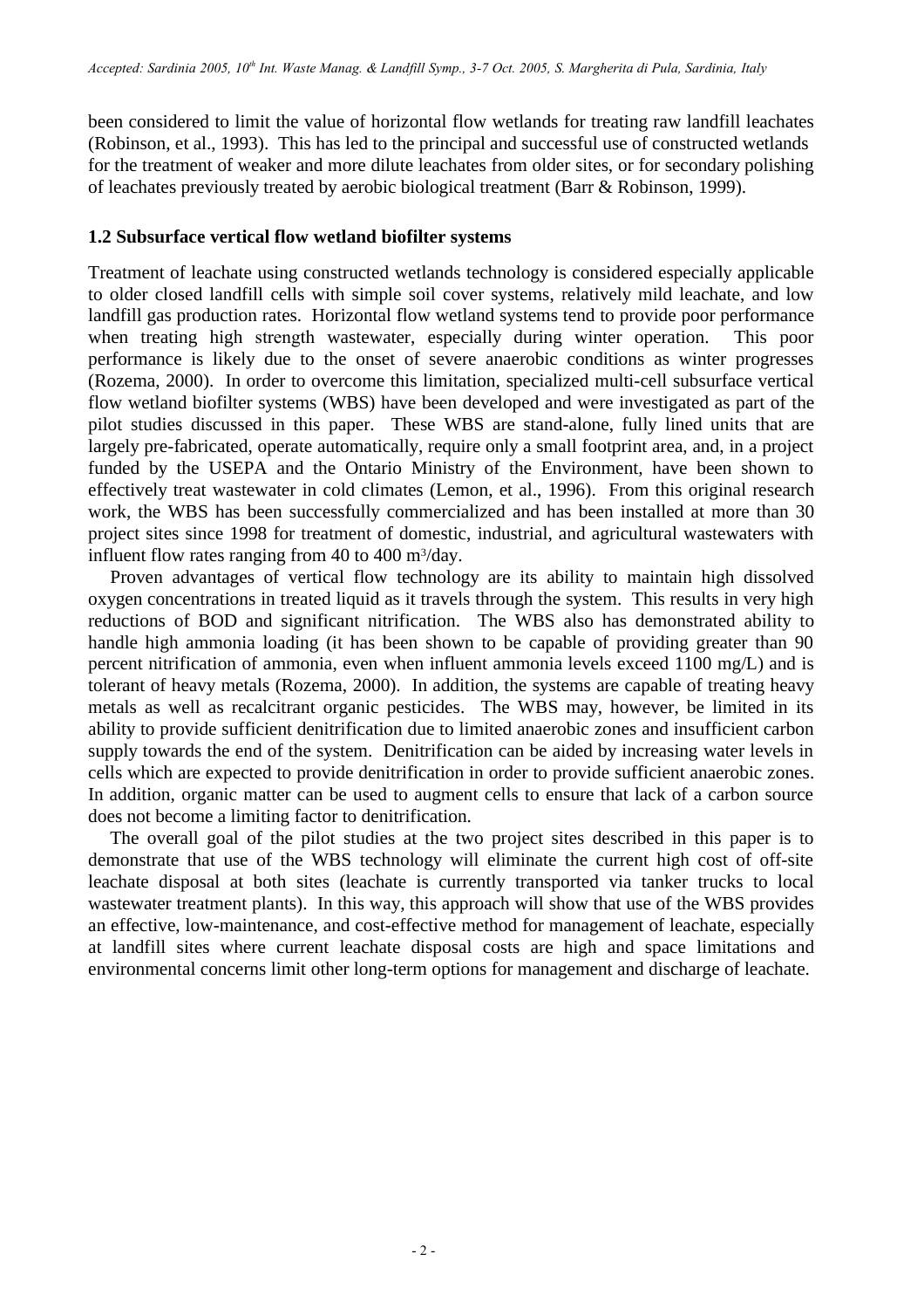been considered to limit the value of horizontal flow wetlands for treating raw landfill leachates (Robinson, et al., 1993). This has led to the principal and successful use of constructed wetlands for the treatment of weaker and more dilute leachates from older sites, or for secondary polishing of leachates previously treated by aerobic biological treatment (Barr & Robinson, 1999).

### 1.2 Subsurface vertical flow wetland biofilter systems

Treatment of leachate using constructed wetlands technology is considered especially applicable to older closed landfill cells with simple soil cover systems, relatively mild leachate, and low landfill gas production rates. Horizontal flow wetland systems tend to provide poor performance when treating high strength wastewater, especially during winter operation. This poor performance is likely due to the onset of severe anaerobic conditions as winter progresses (Rozema, 2000). In order to overcome this limitation, specialized multi-cell subsurface vertical flow wetland biofilter systems (WBS) have been developed and were investigated as part of the pilot studies discussed in this paper. These WBS are stand-alone, fully lined units that are largely pre-fabricated, operate automatically, require only a small footprint area, and, in a project funded by the USEPA and the Ontario Ministry of the Environment, have been shown to effectively treat wastewater in cold climates (Lemon, et al., 1996). From this original research work, the WBS has been successfully commercialized and has been installed at more than 30 project sites since 1998 for treatment of domestic, industrial, and agricultural wastewaters with influent flow rates ranging from 40 to 400 $m^3$/day.

Proven advantages of vertical flow technology are its ability to maintain high dissolved oxygen concentrations in treated liquid as it travels through the system. This results in very high reductions of BOD and significant nitrification. The WBS also has demonstrated ability to handle high ammonia loading (it has been shown to be capable of providing greater than 90 percent nitrification of ammonia, even when influent ammonia levels exceed 1100 mg/L) and is tolerant of heavy metals (Rozema, 2000). In addition, the systems are capable of treating heavy metals as well as recalcitrant organic pesticides. The WBS may, however, be limited in its ability to provide sufficient denitrification due to limited anaerobic zones and insufficient carbon supply towards the end of the system. Denitrification can be aided by increasing water levels in cells which are expected to provide denitrification in order to provide sufficient anaerobic zones. In addition, organic matter can be used to augment cells to ensure that lack of a carbon source does not become a limiting factor to denitrification.

The overall goal of the pilot studies at the two project sites described in this paper is to demonstrate that use of the WBS technology will eliminate the current high cost of off-site leachate disposal at both sites (leachate is currently transported via tanker trucks to local wastewater treatment plants). In this way, this approach will show that use of the WBS provides an effective, low-maintenance, and cost-effective method for management of leachate, especially at landfill sites where current leachate disposal costs are high and space limitations and environmental concerns limit other long-term options for management and discharge of leachate.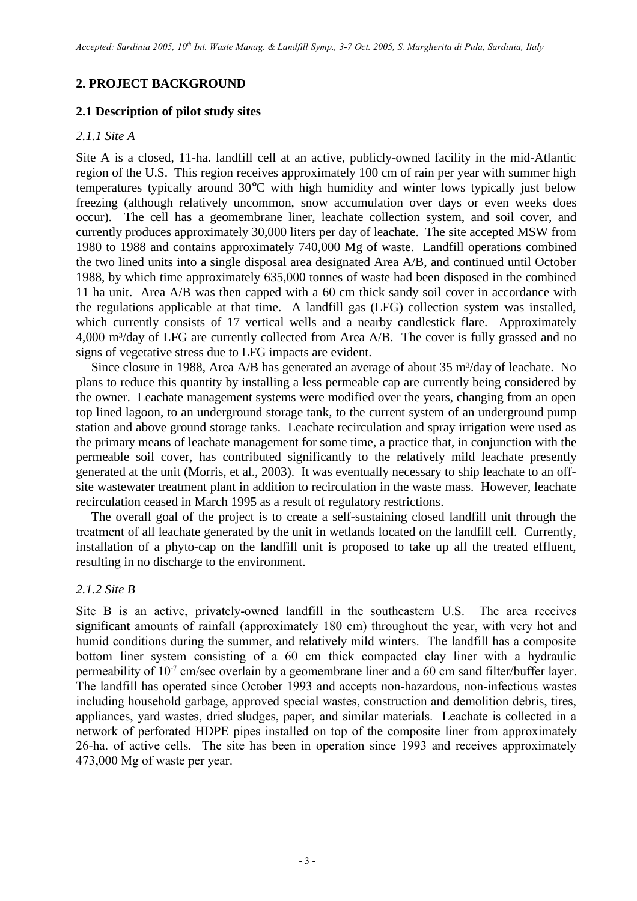## 2. PROJECT BACKGROUND

### 2.1 Description of pilot study sites

#### *2.1.1 Site A*

Site A is a closed, 11-ha. landfill cell at an active, publicly-owned facility in the mid-Atlantic region of the U.S. This region receives approximately 100 cm of rain per year with summer high temperatures typically around 30°C with high humidity and winter lows typically just below freezing (although relatively uncommon, snow accumulation over days or even weeks does occur). The cell has a geomembrane liner, leachate collection system, and soil cover, and currently produces approximately 30,000 liters per day of leachate. The site accepted MSW from 1980 to 1988 and contains approximately 740,000 Mg of waste. Landfill operations combined the two lined units into a single disposal area designated Area A/B, and continued until October 1988, by which time approximately 635,000 tonnes of waste had been disposed in the combined 11 ha unit. Area A/B was then capped with a 60 cm thick sandy soil cover in accordance with the regulations applicable at that time. A landfill gas (LFG) collection system was installed, which currently consists of 17 vertical wells and a nearby candlestick flare. Approximately 4,000 $m^3$/day of LFG are currently collected from Area A/B. The cover is fully grassed and no signs of vegetative stress due to LFG impacts are evident.

Since closure in 1988, Area A/B has generated an average of about 35 $m^3$/day of leachate. No plans to reduce this quantity by installing a less permeable cap are currently being considered by the owner. Leachate management systems were modified over the years, changing from an open top lined lagoon, to an underground storage tank, to the current system of an underground pump station and above ground storage tanks. Leachate recirculation and spray irrigation were used as the primary means of leachate management for some time, a practice that, in conjunction with the permeable soil cover, has contributed significantly to the relatively mild leachate presently generated at the unit (Morris, et al., 2003). It was eventually necessary to ship leachate to an off-site wastewater treatment plant in addition to recirculation in the waste mass. However, leachate recirculation ceased in March 1995 as a result of regulatory restrictions.

The overall goal of the project is to create a self-sustaining closed landfill unit through the treatment of all leachate generated by the unit in wetlands located on the landfill cell. Currently, installation of a phyto-cap on the landfill unit is proposed to take up all the treated effluent, resulting in no discharge to the environment.

#### *2.1.2 Site B*

Site B is an active, privately-owned landfill in the southeastern U.S. The area receives significant amounts of rainfall (approximately 180 cm) throughout the year, with very hot and humid conditions during the summer, and relatively mild winters. The landfill has a composite bottom liner system consisting of a 60 cm thick compacted clay liner with a hydraulic permeability of $10^{-7}$ cm/sec overlain by a geomembrane liner and a 60 cm sand filter/buffer layer. The landfill has operated since October 1993 and accepts non-hazardous, non-infectious wastes including household garbage, approved special wastes, construction and demolition debris, tires, appliances, yard wastes, dried sludges, paper, and similar materials. Leachate is collected in a network of perforated HDPE pipes installed on top of the composite liner from approximately 26-ha. of active cells. The site has been in operation since 1993 and receives approximately 473,000 Mg of waste per year.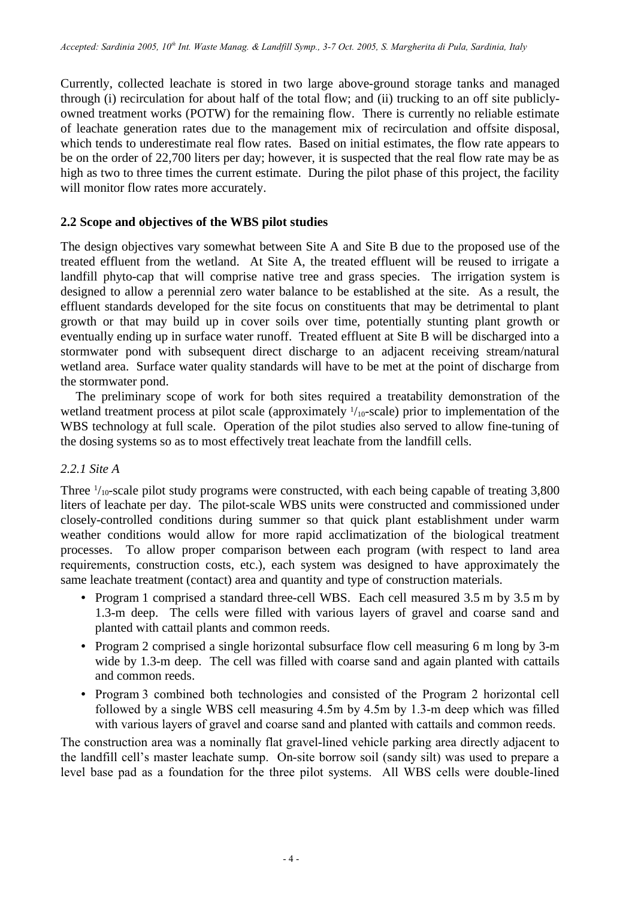Currently, collected leachate is stored in two large above-ground storage tanks and managed through (i) recirculation for about half of the total flow; and (ii) trucking to an off site publicly-owned treatment works (POTW) for the remaining flow. There is currently no reliable estimate of leachate generation rates due to the management mix of recirculation and offsite disposal, which tends to underestimate real flow rates. Based on initial estimates, the flow rate appears to be on the order of 22,700 liters per day; however, it is suspected that the real flow rate may be as high as two to three times the current estimate. During the pilot phase of this project, the facility will monitor flow rates more accurately.

## 2.2 Scope and objectives of the WBS pilot studies

The design objectives vary somewhat between Site A and Site B due to the proposed use of the treated effluent from the wetland. At Site A, the treated effluent will be reused to irrigate a landfill phyto-cap that will comprise native tree and grass species. The irrigation system is designed to allow a perennial zero water balance to be established at the site. As a result, the effluent standards developed for the site focus on constituents that may be detrimental to plant growth or that may build up in cover soils over time, potentially stunting plant growth or eventually ending up in surface water runoff. Treated effluent at Site B will be discharged into a stormwater pond with subsequent direct discharge to an adjacent receiving stream/natural wetland area. Surface water quality standards will have to be met at the point of discharge from the stormwater pond.

The preliminary scope of work for both sites required a treatability demonstration of the wetland treatment process at pilot scale (approximately $^{1}/_{10}$-scale) prior to implementation of the WBS technology at full scale. Operation of the pilot studies also served to allow fine-tuning of the dosing systems so as to most effectively treat leachate from the landfill cells.

### *2.2.1 Site A*

Three $^{1}/_{10}$-scale pilot study programs were constructed, with each being capable of treating 3,800 liters of leachate per day. The pilot-scale WBS units were constructed and commissioned under closely-controlled conditions during summer so that quick plant establishment under warm weather conditions would allow for more rapid acclimatization of the biological treatment processes. To allow proper comparison between each program (with respect to land area requirements, construction costs, etc.), each system was designed to have approximately the same leachate treatment (contact) area and quantity and type of construction materials.

- Program 1 comprised a standard three-cell WBS. Each cell measured 3.5 m by 3.5 m by 1.3-m deep. The cells were filled with various layers of gravel and coarse sand and planted with cattail plants and common reeds.
- Program 2 comprised a single horizontal subsurface flow cell measuring 6 m long by 3-m wide by 1.3-m deep. The cell was filled with coarse sand and again planted with cattails and common reeds.
- Program 3 combined both technologies and consisted of the Program 2 horizontal cell followed by a single WBS cell measuring 4.5m by 4.5m by 1.3-m deep which was filled with various layers of gravel and coarse sand and planted with cattails and common reeds.

The construction area was a nominally flat gravel-lined vehicle parking area directly adjacent to the landfill cell's master leachate sump. On-site borrow soil (sandy silt) was used to prepare a level base pad as a foundation for the three pilot systems. All WBS cells were double-lined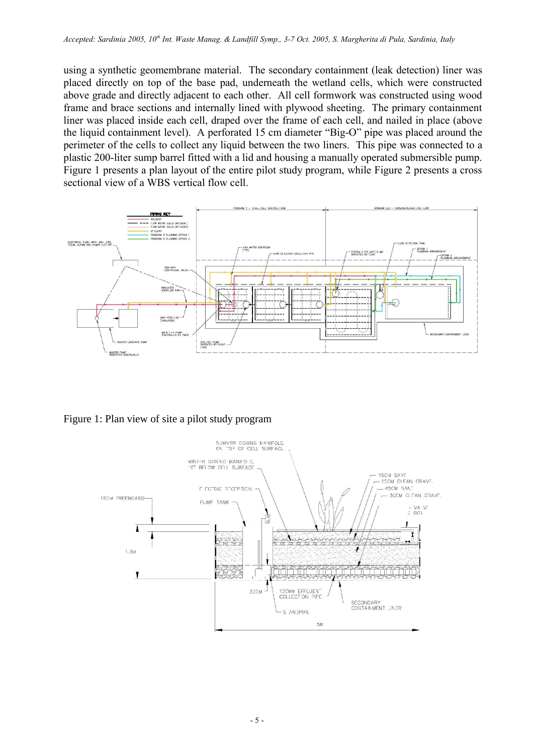using a synthetic geomembrane material. The secondary containment (leak detection) liner was placed directly on top of the base pad, underneath the wetland cells, which were constructed above grade and directly adjacent to each other. All cell formwork was constructed using wood frame and brace sections and internally lined with plywood sheeting. The primary containment liner was placed inside each cell, draped over the frame of each cell, and nailed in place (above the liquid containment level). A perforated 15 cm diameter "Big-O" pipe was placed around the perimeter of the cells to collect any liquid between the two liners. This pipe was connected to a plastic 200-liter sump barrel fitted with a lid and housing a manually operated submersible pump. Figure 1 presents a plan layout of the entire pilot study program, while Figure 2 presents a cross sectional view of a WBS vertical flow cell.

Figure 1: Plan view of site a pilot study program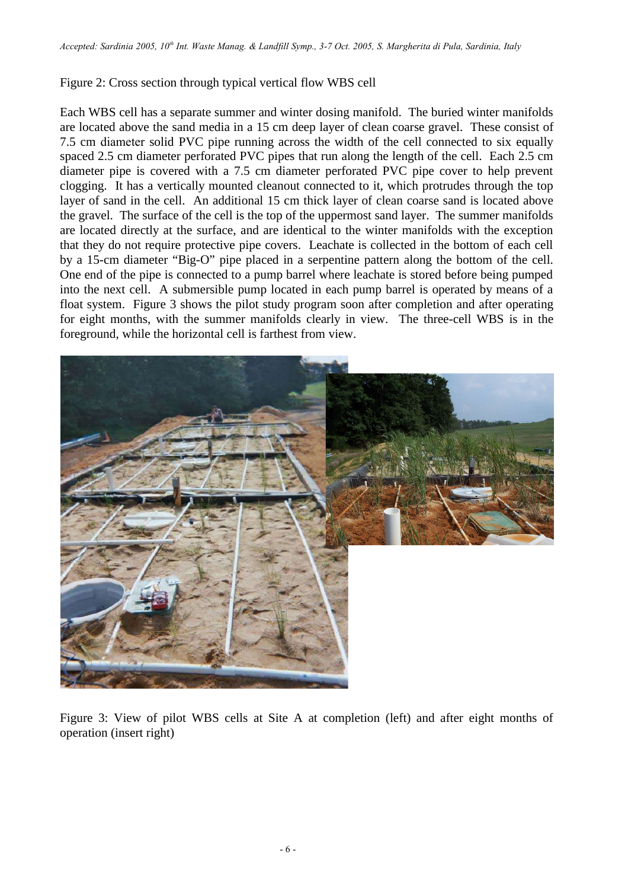Figure 2: Cross section through typical vertical flow WBS cell

Each WBS cell has a separate summer and winter dosing manifold. The buried winter manifolds are located above the sand media in a 15 cm deep layer of clean coarse gravel. These consist of 7.5 cm diameter solid PVC pipe running across the width of the cell connected to six equally spaced 2.5 cm diameter perforated PVC pipes that run along the length of the cell. Each 2.5 cm diameter pipe is covered with a 7.5 cm diameter perforated PVC pipe cover to help prevent clogging. It has a vertically mounted cleanout connected to it, which protrudes through the top layer of sand in the cell. An additional 15 cm thick layer of clean coarse sand is located above the gravel. The surface of the cell is the top of the uppermost sand layer. The summer manifolds are located directly at the surface, and are identical to the winter manifolds with the exception that they do not require protective pipe covers. Leachate is collected in the bottom of each cell by a 15-cm diameter "Big-O" pipe placed in a serpentine pattern along the bottom of the cell. One end of the pipe is connected to a pump barrel where leachate is stored before being pumped into the next cell. A submersible pump located in each pump barrel is operated by means of a float system. Figure 3 shows the pilot study program soon after completion and after operating for eight months, with the summer manifolds clearly in view. The three-cell WBS is in the foreground, while the horizontal cell is farthest from view.

Figure 3: View of pilot WBS cells at Site A at completion (left) and after eight months of operation (insert right)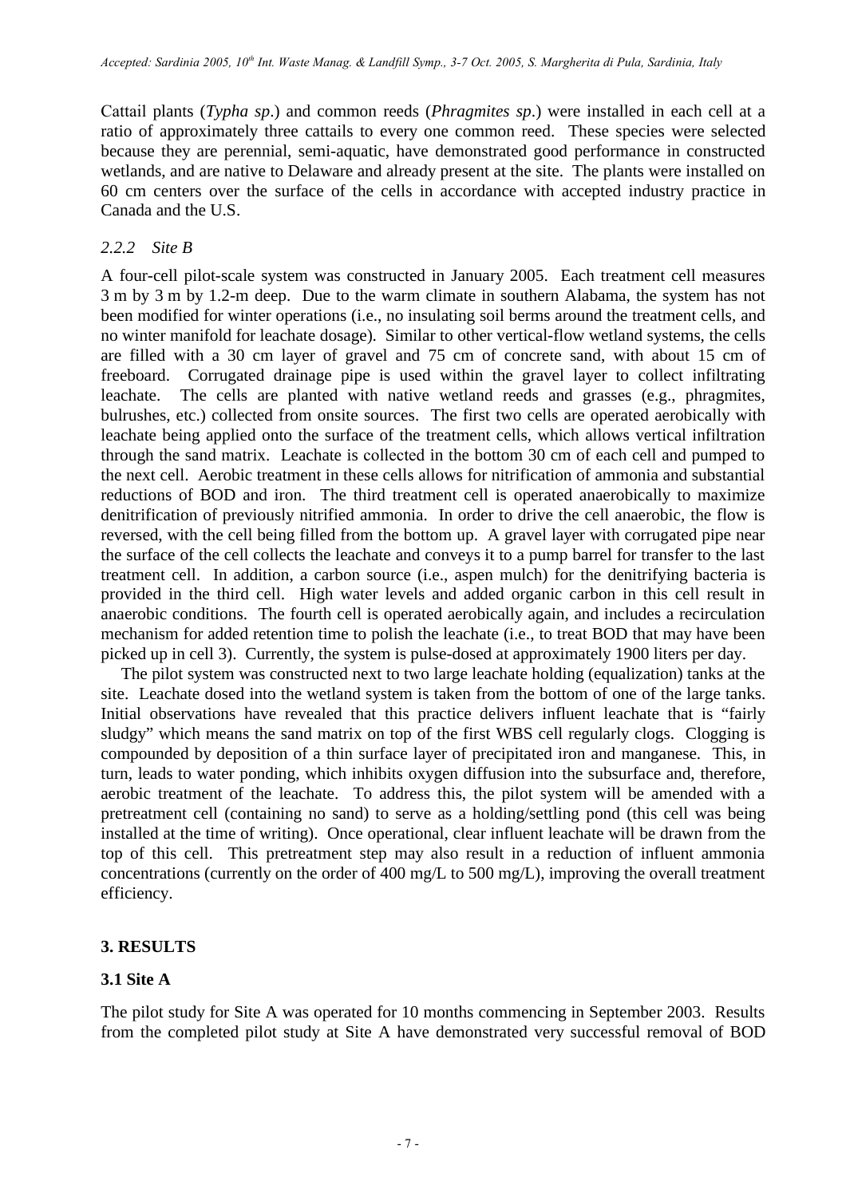Cattail plants (*Typha sp*.) and common reeds (*Phragmites sp*.) were installed in each cell at a ratio of approximately three cattails to every one common reed. These species were selected because they are perennial, semi-aquatic, have demonstrated good performance in constructed wetlands, and are native to Delaware and already present at the site. The plants were installed on 60 cm centers over the surface of the cells in accordance with accepted industry practice in Canada and the U.S.

### *2.2.2 Site B*

A four-cell pilot-scale system was constructed in January 2005. Each treatment cell measures 3 m by 3 m by 1.2-m deep. Due to the warm climate in southern Alabama, the system has not been modified for winter operations (i.e., no insulating soil berms around the treatment cells, and no winter manifold for leachate dosage). Similar to other vertical-flow wetland systems, the cells are filled with a 30 cm layer of gravel and 75 cm of concrete sand, with about 15 cm of freeboard. Corrugated drainage pipe is used within the gravel layer to collect infiltrating leachate. The cells are planted with native wetland reeds and grasses (e.g., phragmites, bulrushes, etc.) collected from onsite sources. The first two cells are operated aerobically with leachate being applied onto the surface of the treatment cells, which allows vertical infiltration through the sand matrix. Leachate is collected in the bottom 30 cm of each cell and pumped to the next cell. Aerobic treatment in these cells allows for nitrification of ammonia and substantial reductions of BOD and iron. The third treatment cell is operated anaerobically to maximize denitrification of previously nitrified ammonia. In order to drive the cell anaerobic, the flow is reversed, with the cell being filled from the bottom up. A gravel layer with corrugated pipe near the surface of the cell collects the leachate and conveys it to a pump barrel for transfer to the last treatment cell. In addition, a carbon source (i.e., aspen mulch) for the denitrifying bacteria is provided in the third cell. High water levels and added organic carbon in this cell result in anaerobic conditions. The fourth cell is operated aerobically again, and includes a recirculation mechanism for added retention time to polish the leachate (i.e., to treat BOD that may have been picked up in cell 3). Currently, the system is pulse-dosed at approximately 1900 liters per day.

The pilot system was constructed next to two large leachate holding (equalization) tanks at the site. Leachate dosed into the wetland system is taken from the bottom of one of the large tanks. Initial observations have revealed that this practice delivers influent leachate that is "fairly sludgy" which means the sand matrix on top of the first WBS cell regularly clogs. Clogging is compounded by deposition of a thin surface layer of precipitated iron and manganese. This, in turn, leads to water ponding, which inhibits oxygen diffusion into the subsurface and, therefore, aerobic treatment of the leachate. To address this, the pilot system will be amended with a pretreatment cell (containing no sand) to serve as a holding/settling pond (this cell was being installed at the time of writing). Once operational, clear influent leachate will be drawn from the top of this cell. This pretreatment step may also result in a reduction of influent ammonia concentrations (currently on the order of 400 mg/L to 500 mg/L), improving the overall treatment efficiency.

## 3. RESULTS

### 3.1 Site A

The pilot study for Site A was operated for 10 months commencing in September 2003. Results from the completed pilot study at Site A have demonstrated very successful removal of BOD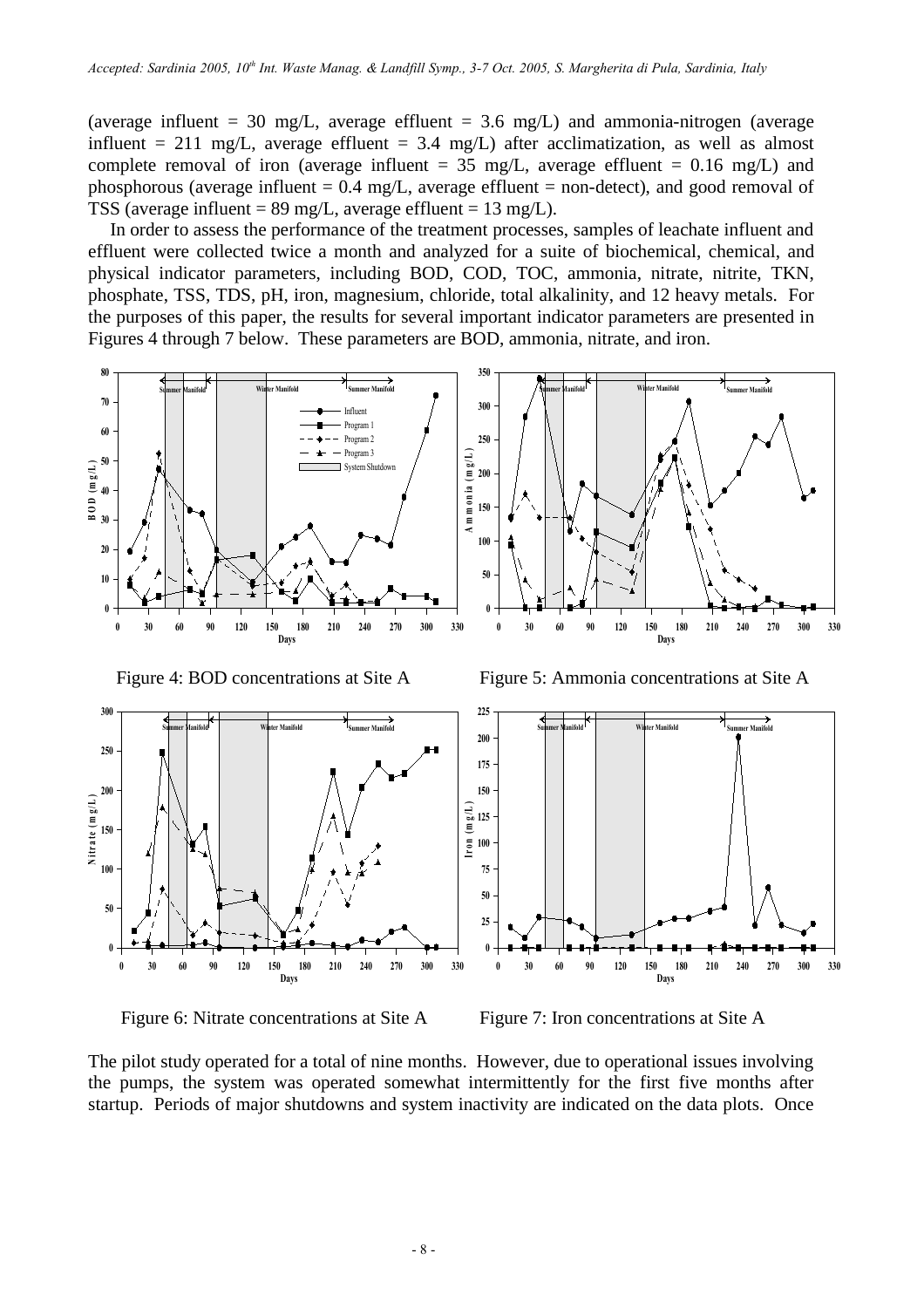(average influent = 30 mg/L, average effluent = 3.6 mg/L) and ammonia-nitrogen (average influent = 211 mg/L, average effluent = 3.4 mg/L) after acclimatization, as well as almost complete removal of iron (average influent = 35 mg/L, average effluent = 0.16 mg/L) and phosphorous (average influent = 0.4 mg/L, average effluent = non-detect), and good removal of TSS (average influent = 89 mg/L, average effluent = 13 mg/L).

In order to assess the performance of the treatment processes, samples of leachate influent and effluent were collected twice a month and analyzed for a suite of biochemical, chemical, and physical indicator parameters, including BOD, COD, TOC, ammonia, nitrate, nitrite, TKN, phosphate, TSS, TDS, pH, iron, magnesium, chloride, total alkalinity, and 12 heavy metals. For the purposes of this paper, the results for several important indicator parameters are presented in Figures 4 through 7 below. These parameters are BOD, ammonia, nitrate, and iron.

Figure 4: BOD concentrations at Site A

Figure 5: Ammonia concentrations at Site A

Figure 6: Nitrate concentrations at Site A

Figure 7: Iron concentrations at Site A

The pilot study operated for a total of nine months. However, due to operational issues involving the pumps, the system was operated somewhat intermittently for the first five months after startup. Periods of major shutdowns and system inactivity are indicated on the data plots. Once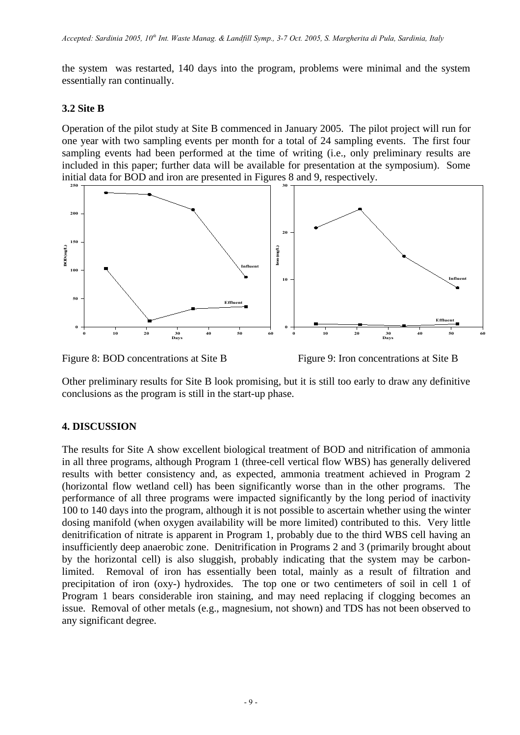the system was restarted, 140 days into the program, problems were minimal and the system essentially ran continually.

### 3.2 Site B

Operation of the pilot study at Site B commenced in January 2005. The pilot project will run for one year with two sampling events per month for a total of 24 sampling events. The first four sampling events had been performed at the time of writing (i.e., only preliminary results are included in this paper; further data will be available for presentation at the symposium). Some initial data for BOD and iron are presented in Figures 8 and 9, respectively.

Figure 8: BOD concentrations at Site B

Figure 9: Iron concentrations at Site B

Other preliminary results for Site B look promising, but it is still too early to draw any definitive conclusions as the program is still in the start-up phase.

## 4. DISCUSSION

The results for Site A show excellent biological treatment of BOD and nitrification of ammonia in all three programs, although Program 1 (three-cell vertical flow WBS) has generally delivered results with better consistency and, as expected, ammonia treatment achieved in Program 2 (horizontal flow wetland cell) has been significantly worse than in the other programs. The performance of all three programs were impacted significantly by the long period of inactivity 100 to 140 days into the program, although it is not possible to ascertain whether using the winter dosing manifold (when oxygen availability will be more limited) contributed to this. Very little denitrification of nitrate is apparent in Program 1, probably due to the third WBS cell having an insufficiently deep anaerobic zone. Denitrification in Programs 2 and 3 (primarily brought about by the horizontal cell) is also sluggish, probably indicating that the system may be carbon-limited. Removal of iron has essentially been total, mainly as a result of filtration and precipitation of iron (oxy-) hydroxides. The top one or two centimeters of soil in cell 1 of Program 1 bears considerable iron staining, and may need replacing if clogging becomes an issue. Removal of other metals (e.g., magnesium, not shown) and TDS has not been observed to any significant degree.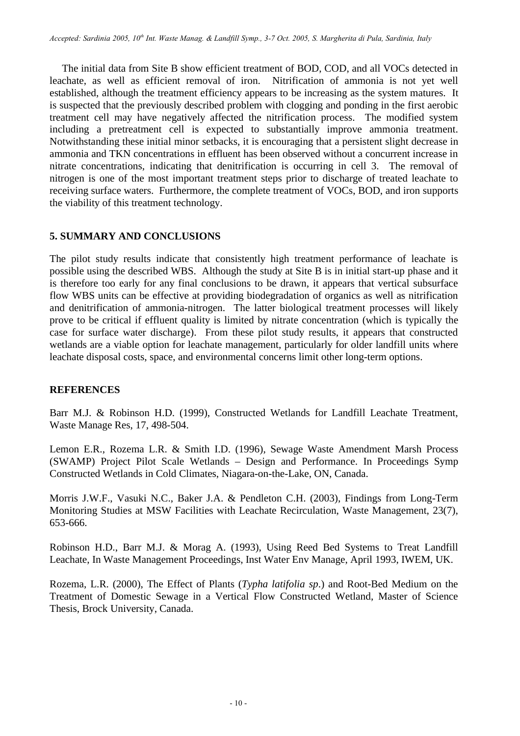The initial data from Site B show efficient treatment of BOD, COD, and all VOCs detected in leachate, as well as efficient removal of iron. Nitrification of ammonia is not yet well established, although the treatment efficiency appears to be increasing as the system matures. It is suspected that the previously described problem with clogging and ponding in the first aerobic treatment cell may have negatively affected the nitrification process. The modified system including a pretreatment cell is expected to substantially improve ammonia treatment. Notwithstanding these initial minor setbacks, it is encouraging that a persistent slight decrease in ammonia and TKN concentrations in effluent has been observed without a concurrent increase in nitrate concentrations, indicating that denitrification is occurring in cell 3. The removal of nitrogen is one of the most important treatment steps prior to discharge of treated leachate to receiving surface waters. Furthermore, the complete treatment of VOCs, BOD, and iron supports the viability of this treatment technology.

## 5. SUMMARY AND CONCLUSIONS

The pilot study results indicate that consistently high treatment performance of leachate is possible using the described WBS. Although the study at Site B is in initial start-up phase and it is therefore too early for any final conclusions to be drawn, it appears that vertical subsurface flow WBS units can be effective at providing biodegradation of organics as well as nitrification and denitrification of ammonia-nitrogen. The latter biological treatment processes will likely prove to be critical if effluent quality is limited by nitrate concentration (which is typically the case for surface water discharge). From these pilot study results, it appears that constructed wetlands are a viable option for leachate management, particularly for older landfill units where leachate disposal costs, space, and environmental concerns limit other long-term options.

## REFERENCES

Barr M.J. & Robinson H.D. (1999), Constructed Wetlands for Landfill Leachate Treatment, Waste Manage Res, 17, 498-504.

Lemon E.R., Rozema L.R. & Smith I.D. (1996), Sewage Waste Amendment Marsh Process (SWAMP) Project Pilot Scale Wetlands – Design and Performance. In Proceedings Symp Constructed Wetlands in Cold Climates, Niagara-on-the-Lake, ON, Canada.

Morris J.W.F., Vasuki N.C., Baker J.A. & Pendleton C.H. (2003), Findings from Long-Term Monitoring Studies at MSW Facilities with Leachate Recirculation, Waste Management, 23(7), 653-666.

Robinson H.D., Barr M.J. & Morag A. (1993), Using Reed Bed Systems to Treat Landfill Leachate, In Waste Management Proceedings, Inst Water Env Manage, April 1993, IWEM, UK.

Rozema, L.R. (2000), The Effect of Plants (*Typha latifolia sp*.) and Root-Bed Medium on the Treatment of Domestic Sewage in a Vertical Flow Constructed Wetland, Master of Science Thesis, Brock University, Canada.